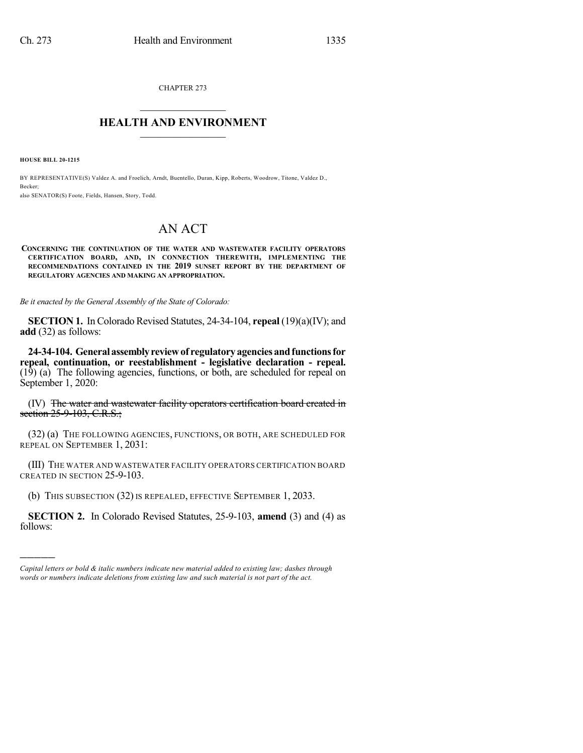CHAPTER 273

# HEALTH AND ENVIRONMENT

**HOUSE BILL 20-1215**

BY REPRESENTATIVE(S) Valdez A. and Froelich, Arndt, Buentello, Duran, Kipp, Roberts, Woodrow, Titone, Valdez D., Becker;
also SENATOR(S) Foote, Fields, Hansen, Story, Todd.

# AN ACT

**CONCERNING THE CONTINUATION OF THE WATER AND WASTEWATER FACILITY OPERATORS CERTIFICATION BOARD, AND, IN CONNECTION THEREWITH, IMPLEMENTING THE RECOMMENDATIONS CONTAINED IN THE 2019 SUNSET REPORT BY THE DEPARTMENT OF REGULATORY AGENCIES AND MAKING AN APPROPRIATION.**

*Be it enacted by the General Assembly of the State of Colorado:*

**SECTION 1.** In Colorado Revised Statutes, 24-34-104, **repeal** (19)(a)(IV); and **add** (32) as follows:

**24-34-104. General assembly review of regulatory agencies and functions for repeal, continuation, or reestablishment - legislative declaration - repeal.** (19) (a) The following agencies, functions, or both, are scheduled for repeal on September 1, 2020:

(IV) ~~The water and wastewater facility operators certification board created in section 25-9-103, C.R.S.;~~

(32) (a) THE FOLLOWING AGENCIES, FUNCTIONS, OR BOTH, ARE SCHEDULED FOR REPEAL ON SEPTEMBER 1, 2031:

(III) THE WATER AND WASTEWATER FACILITY OPERATORS CERTIFICATION BOARD CREATED IN SECTION 25-9-103.

(b) THIS SUBSECTION (32) IS REPEALED, EFFECTIVE SEPTEMBER 1, 2033.

**SECTION 2.** In Colorado Revised Statutes, 25-9-103, **amend** (3) and (4) as follows:

---

*Capital letters or bold & italic numbers indicate new material added to existing law; dashes through words or numbers indicate deletions from existing law and such material is not part of the act.*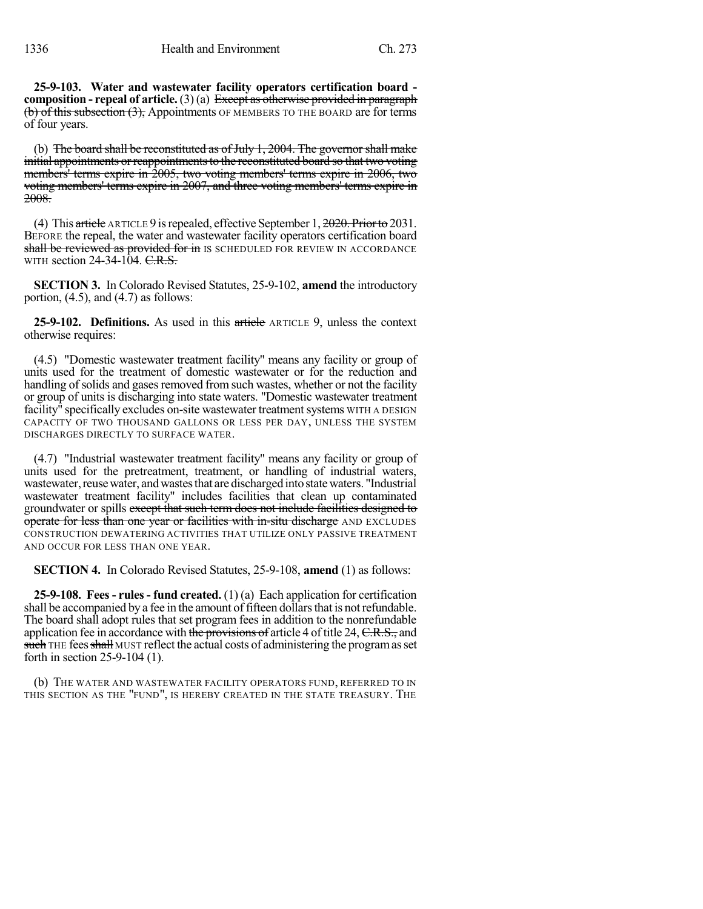**25-9-103. Water and wastewater facility operators certification board - composition - repeal of article.** (3) (a) ~~Except as otherwise provided in paragraph (b) of this subsection (3),~~ Appointments OF MEMBERS TO THE BOARD are for terms of four years.

(b) ~~The board shall be reconstituted as of July 1, 2004. The governor shall make initial appointments or reappointments to the reconstituted board so that two voting members' terms expire in 2005, two voting members' terms expire in 2006, two voting members' terms expire in 2007, and three voting members' terms expire in 2008.~~

(4) This ~~article~~ ARTICLE 9 is repealed, effective September 1, ~~2020. Prior to~~ 2031. BEFORE the repeal, the water and wastewater facility operators certification board ~~shall be reviewed as provided for in~~ IS SCHEDULED FOR REVIEW IN ACCORDANCE WITH section 24-34-104. ~~C.R.S.~~

**SECTION 3.** In Colorado Revised Statutes, 25-9-102, **amend** the introductory portion, (4.5), and (4.7) as follows:

**25-9-102. Definitions.** As used in this ~~article~~ ARTICLE 9, unless the context otherwise requires:

(4.5) "Domestic wastewater treatment facility" means any facility or group of units used for the treatment of domestic wastewater or for the reduction and handling of solids and gases removed from such wastes, whether or not the facility or group of units is discharging into state waters. "Domestic wastewater treatment facility" specifically excludes on-site wastewater treatment systems WITH A DESIGN CAPACITY OF TWO THOUSAND GALLONS OR LESS PER DAY, UNLESS THE SYSTEM DISCHARGES DIRECTLY TO SURFACE WATER.

(4.7) "Industrial wastewater treatment facility" means any facility or group of units used for the pretreatment, treatment, or handling of industrial waters, wastewater, reuse water, and wastes that are discharged into state waters. "Industrial wastewater treatment facility" includes facilities that clean up contaminated groundwater or spills ~~except that such term does not include facilities designed to operate for less than one year or facilities with in-situ discharge~~ AND EXCLUDES CONSTRUCTION DEWATERING ACTIVITIES THAT UTILIZE ONLY PASSIVE TREATMENT AND OCCUR FOR LESS THAN ONE YEAR.

**SECTION 4.** In Colorado Revised Statutes, 25-9-108, **amend** (1) as follows:

**25-9-108. Fees - rules - fund created.** (1) (a) Each application for certification shall be accompanied by a fee in the amount of fifteen dollars that is not refundable. The board shall adopt rules that set program fees in addition to the nonrefundable application fee in accordance with ~~the provisions of~~ article 4 of title 24, ~~C.R.S.,~~ and ~~such~~ THE fees ~~shall~~ MUST reflect the actual costs of administering the program as set forth in section 25-9-104 (1).

(b) THE WATER AND WASTEWATER FACILITY OPERATORS FUND, REFERRED TO IN THIS SECTION AS THE "FUND", IS HEREBY CREATED IN THE STATE TREASURY. THE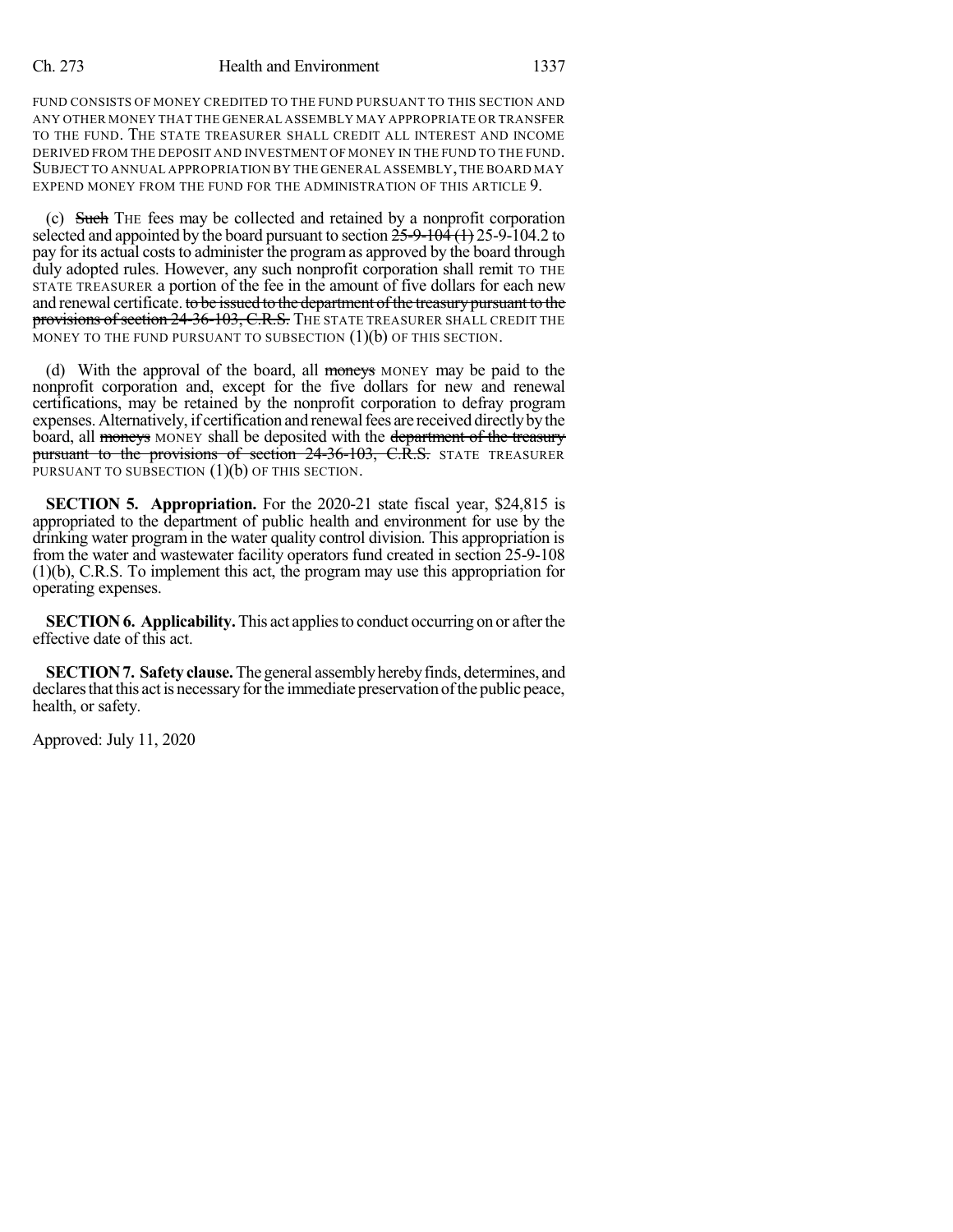FUND CONSISTS OF MONEY CREDITED TO THE FUND PURSUANT TO THIS SECTION AND ANY OTHER MONEY THAT THE GENERAL ASSEMBLY MAY APPROPRIATE OR TRANSFER TO THE FUND. THE STATE TREASURER SHALL CREDIT ALL INTEREST AND INCOME DERIVED FROM THE DEPOSIT AND INVESTMENT OF MONEY IN THE FUND TO THE FUND. SUBJECT TO ANNUAL APPROPRIATION BY THE GENERAL ASSEMBLY, THE BOARD MAY EXPEND MONEY FROM THE FUND FOR THE ADMINISTRATION OF THIS ARTICLE 9.

(c) ~~Such~~ THE fees may be collected and retained by a nonprofit corporation selected and appointed by the board pursuant to section ~~25-9-104 (1)~~ 25-9-104.2 to pay for its actual costs to administer the program as approved by the board through duly adopted rules. However, any such nonprofit corporation shall remit TO THE STATE TREASURER a portion of the fee in the amount of five dollars for each new and renewal certificate. ~~to be issued to the department of the treasury pursuant to the provisions of section 24-36-103, C.R.S.~~ THE STATE TREASURER SHALL CREDIT THE MONEY TO THE FUND PURSUANT TO SUBSECTION (1)(b) OF THIS SECTION.

(d) With the approval of the board, all ~~moneys~~ MONEY may be paid to the nonprofit corporation and, except for the five dollars for new and renewal certifications, may be retained by the nonprofit corporation to defray program expenses. Alternatively, if certification and renewal fees are received directly by the board, all ~~moneys~~ MONEY shall be deposited with the ~~department of the treasury pursuant to the provisions of section 24-36-103, C.R.S.~~ STATE TREASURER PURSUANT TO SUBSECTION (1)(b) OF THIS SECTION.

**SECTION 5. Appropriation.** For the 2020-21 state fiscal year, $24,815 is appropriated to the department of public health and environment for use by the drinking water program in the water quality control division. This appropriation is from the water and wastewater facility operators fund created in section 25-9-108 (1)(b), C.R.S. To implement this act, the program may use this appropriation for operating expenses.

**SECTION 6. Applicability.** This act applies to conduct occurring on or after the effective date of this act.

**SECTION 7. Safety clause.** The general assembly hereby finds, determines, and declares that this act is necessary for the immediate preservation of the public peace, health, or safety.

Approved: July 11, 2020